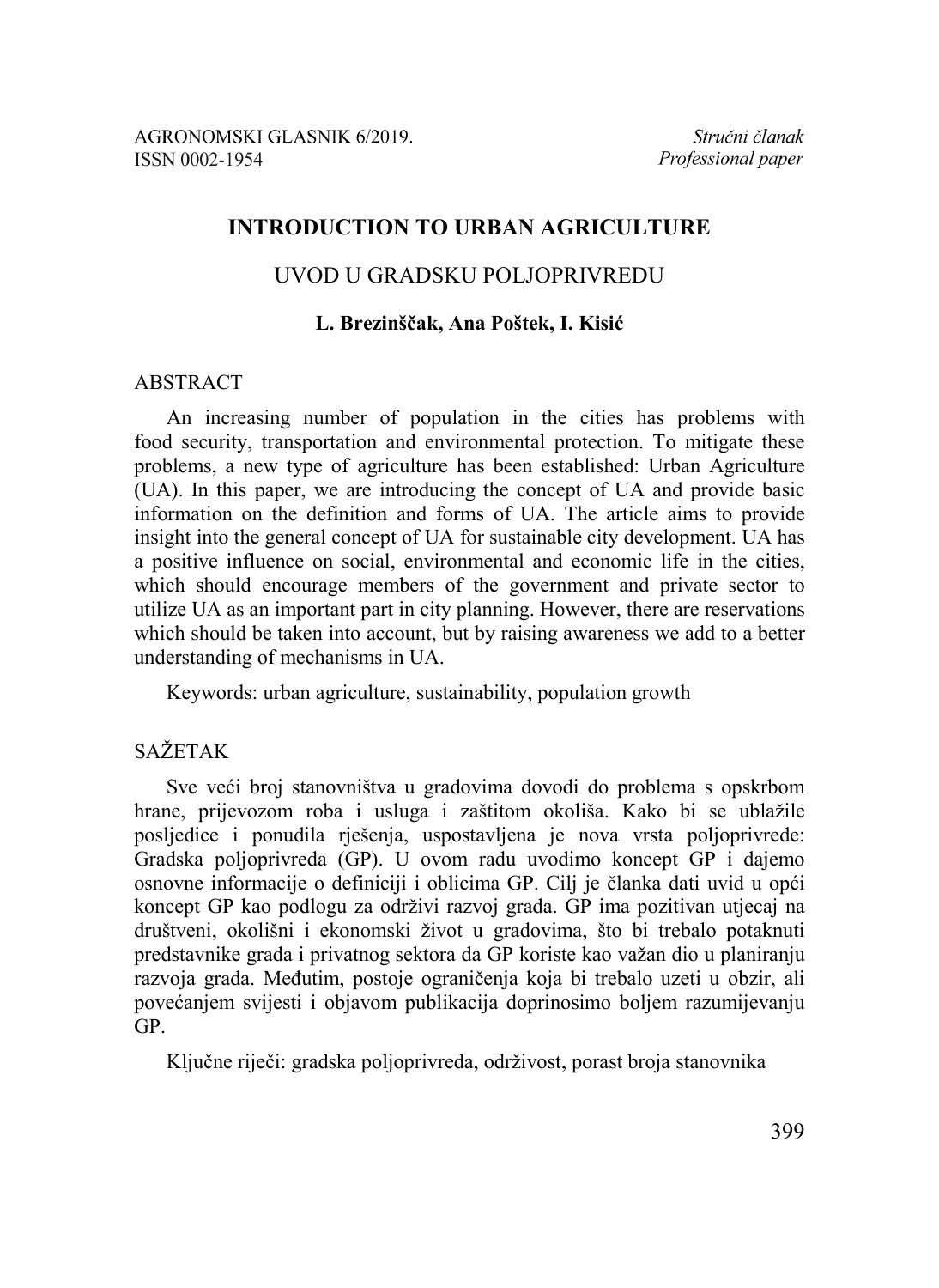AGRONOMSKI GLASNIK 6/2019.
ISSN 0002-1954

*Stručni članak*
*Professional paper*

# INTRODUCTION TO URBAN AGRICULTURE

## UVOD U GRADSKU POLJOPRIVREDU

**L. Brezinščak, Ana Poštek, I. Kisić**

## ABSTRACT

An increasing number of population in the cities has problems with food security, transportation and environmental protection. To mitigate these problems, a new type of agriculture has been established: Urban Agriculture (UA). In this paper, we are introducing the concept of UA and provide basic information on the definition and forms of UA. The article aims to provide insight into the general concept of UA for sustainable city development. UA has a positive influence on social, environmental and economic life in the cities, which should encourage members of the government and private sector to utilize UA as an important part in city planning. However, there are reservations which should be taken into account, but by raising awareness we add to a better understanding of mechanisms in UA.

Keywords: urban agriculture, sustainability, population growth

## SAŽETAK

Sve veći broj stanovništva u gradovima dovodi do problema s opskrbom hrane, prijevozom roba i usluga i zaštitom okoliša. Kako bi se ublažile posljedice i ponudila rješenja, uspostavljena je nova vrsta poljoprivrede: Gradska poljoprivreda (GP). U ovom radu uvodimo koncept GP i dajemo osnovne informacije o definiciji i oblicima GP. Cilj je članka dati uvid u opći koncept GP kao podlogu za održivi razvoj grada. GP ima pozitivan utjecaj na društveni, okolišni i ekonomski život u gradovima, što bi trebalo potaknuti predstavnike grada i privatnog sektora da GP koriste kao važan dio u planiranju razvoja grada. Međutim, postoje ograničenja koja bi trebalo uzeti u obzir, ali povećanjem svijesti i objavom publikacija doprinosimo boljem razumijevanju GP.

Ključne riječi: gradska poljoprivreda, održivost, porast broja stanovnika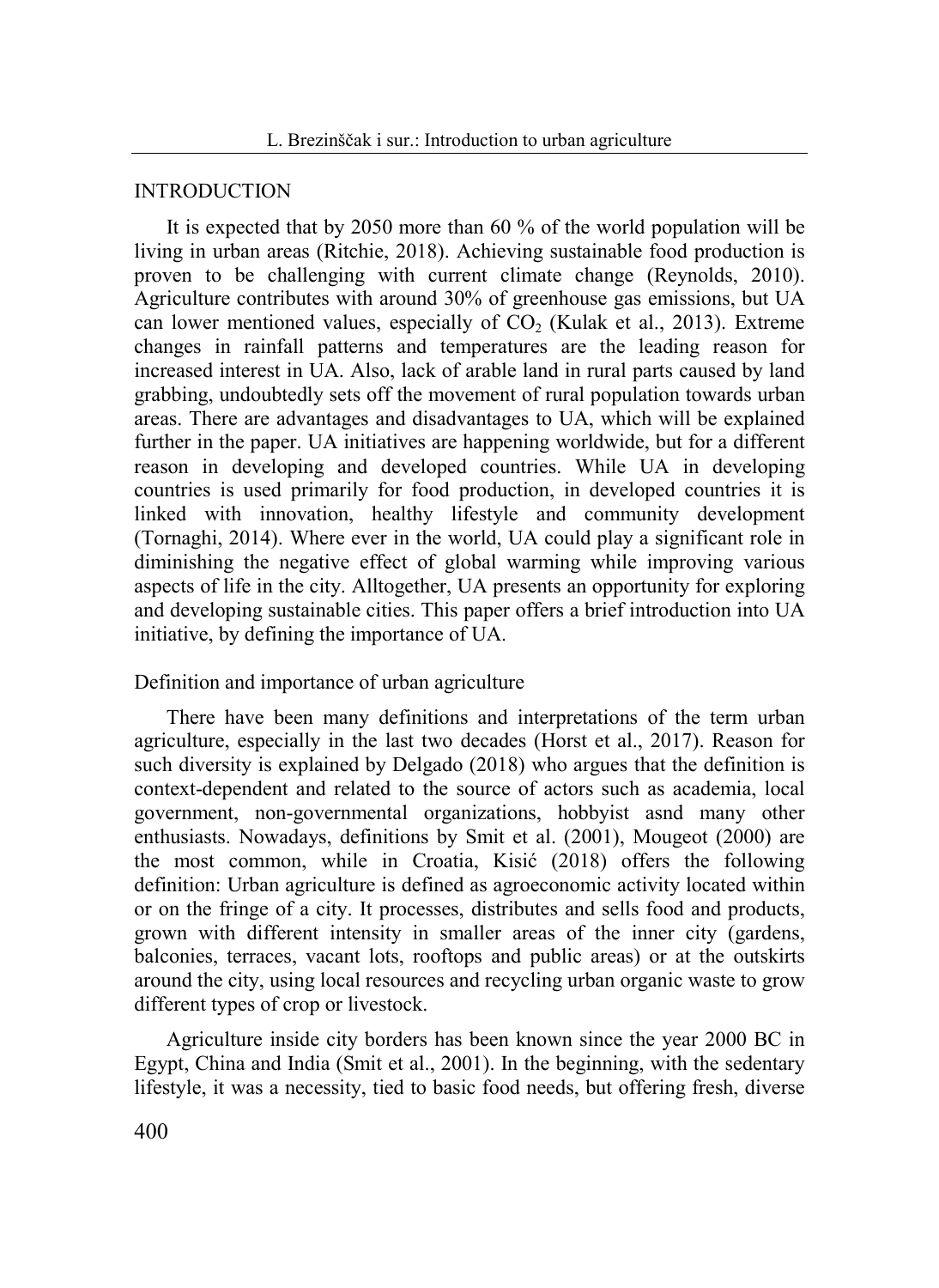## INTRODUCTION

It is expected that by 2050 more than 60 % of the world population will be living in urban areas (Ritchie, 2018). Achieving sustainable food production is proven to be challenging with current climate change (Reynolds, 2010). Agriculture contributes with around 30% of greenhouse gas emissions, but UA can lower mentioned values, especially of $CO_2$ (Kulak et al., 2013). Extreme changes in rainfall patterns and temperatures are the leading reason for increased interest in UA. Also, lack of arable land in rural parts caused by land grabbing, undoubtedly sets off the movement of rural population towards urban areas. There are advantages and disadvantages to UA, which will be explained further in the paper. UA initiatives are happening worldwide, but for a different reason in developing and developed countries. While UA in developing countries is used primarily for food production, in developed countries it is linked with innovation, healthy lifestyle and community development (Tornaghi, 2014). Where ever in the world, UA could play a significant role in diminishing the negative effect of global warming while improving various aspects of life in the city. Alltogether, UA presents an opportunity for exploring and developing sustainable cities. This paper offers a brief introduction into UA initiative, by defining the importance of UA.

### Definition and importance of urban agriculture

There have been many definitions and interpretations of the term urban agriculture, especially in the last two decades (Horst et al., 2017). Reason for such diversity is explained by Delgado (2018) who argues that the definition is context-dependent and related to the source of actors such as academia, local government, non-governmental organizations, hobbyist asnd many other enthusiasts. Nowadays, definitions by Smit et al. (2001), Mougeot (2000) are the most common, while in Croatia, Kisić (2018) offers the following definition: Urban agriculture is defined as agroeconomic activity located within or on the fringe of a city. It processes, distributes and sells food and products, grown with different intensity in smaller areas of the inner city (gardens, balconies, terraces, vacant lots, rooftops and public areas) or at the outskirts around the city, using local resources and recycling urban organic waste to grow different types of crop or livestock.

Agriculture inside city borders has been known since the year 2000 BC in Egypt, China and India (Smit et al., 2001). In the beginning, with the sedentary lifestyle, it was a necessity, tied to basic food needs, but offering fresh, diverse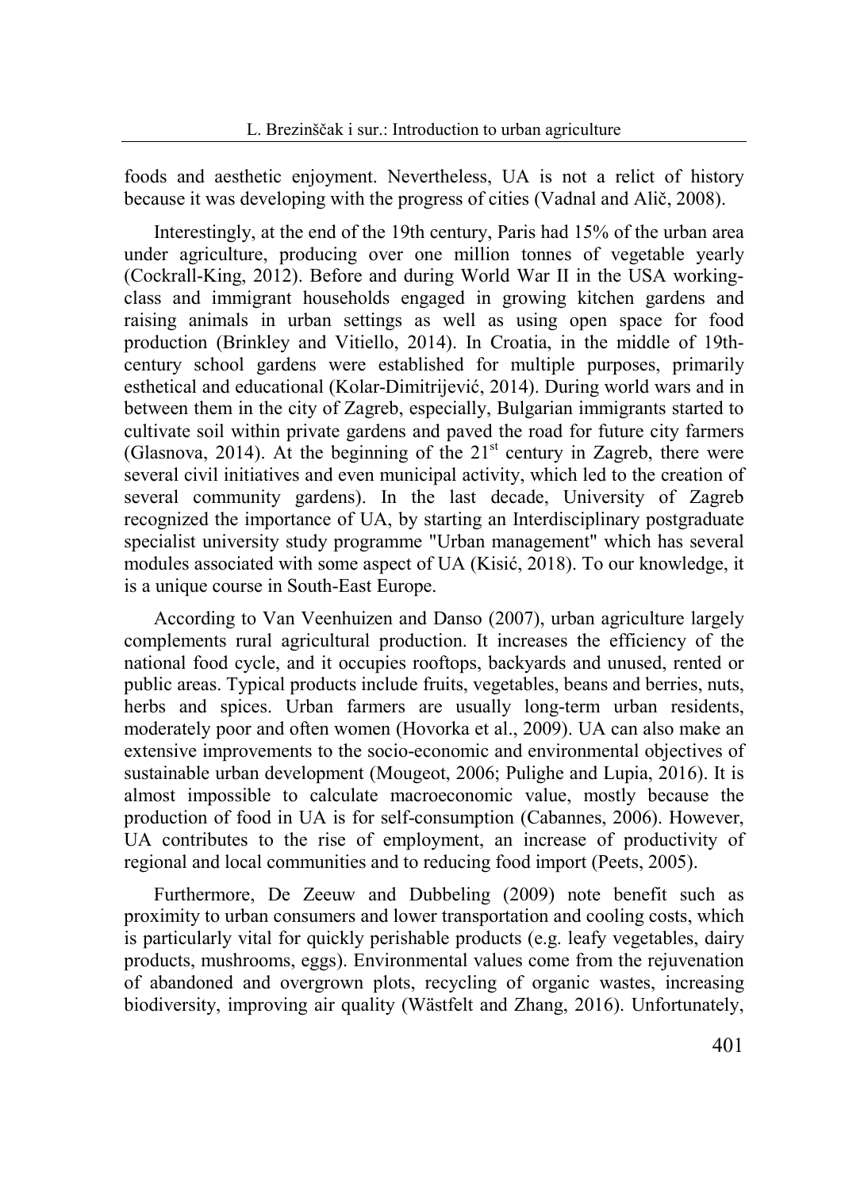foods and aesthetic enjoyment. Nevertheless, UA is not a relict of history because it was developing with the progress of cities (Vadnal and Alič, 2008).

Interestingly, at the end of the 19th century, Paris had 15% of the urban area under agriculture, producing over one million tonnes of vegetable yearly (Cockrall-King, 2012). Before and during World War II in the USA working-class and immigrant households engaged in growing kitchen gardens and raising animals in urban settings as well as using open space for food production (Brinkley and Vitiello, 2014). In Croatia, in the middle of 19th-century school gardens were established for multiple purposes, primarily esthetical and educational (Kolar-Dimitrijević, 2014). During world wars and in between them in the city of Zagreb, especially, Bulgarian immigrants started to cultivate soil within private gardens and paved the road for future city farmers (Glasnova, 2014). At the beginning of the 21st century in Zagreb, there were several civil initiatives and even municipal activity, which led to the creation of several community gardens). In the last decade, University of Zagreb recognized the importance of UA, by starting an Interdisciplinary postgraduate specialist university study programme "Urban management" which has several modules associated with some aspect of UA (Kisić, 2018). To our knowledge, it is a unique course in South-East Europe.

According to Van Veenhuizen and Danso (2007), urban agriculture largely complements rural agricultural production. It increases the efficiency of the national food cycle, and it occupies rooftops, backyards and unused, rented or public areas. Typical products include fruits, vegetables, beans and berries, nuts, herbs and spices. Urban farmers are usually long-term urban residents, moderately poor and often women (Hovorka et al., 2009). UA can also make an extensive improvements to the socio-economic and environmental objectives of sustainable urban development (Mougeot, 2006; Pulighe and Lupia, 2016). It is almost impossible to calculate macroeconomic value, mostly because the production of food in UA is for self-consumption (Cabannes, 2006). However, UA contributes to the rise of employment, an increase of productivity of regional and local communities and to reducing food import (Peets, 2005).

Furthermore, De Zeeuw and Dubbeling (2009) note benefit such as proximity to urban consumers and lower transportation and cooling costs, which is particularly vital for quickly perishable products (e.g. leafy vegetables, dairy products, mushrooms, eggs). Environmental values come from the rejuvenation of abandoned and overgrown plots, recycling of organic wastes, increasing biodiversity, improving air quality (Wästfelt and Zhang, 2016). Unfortunately,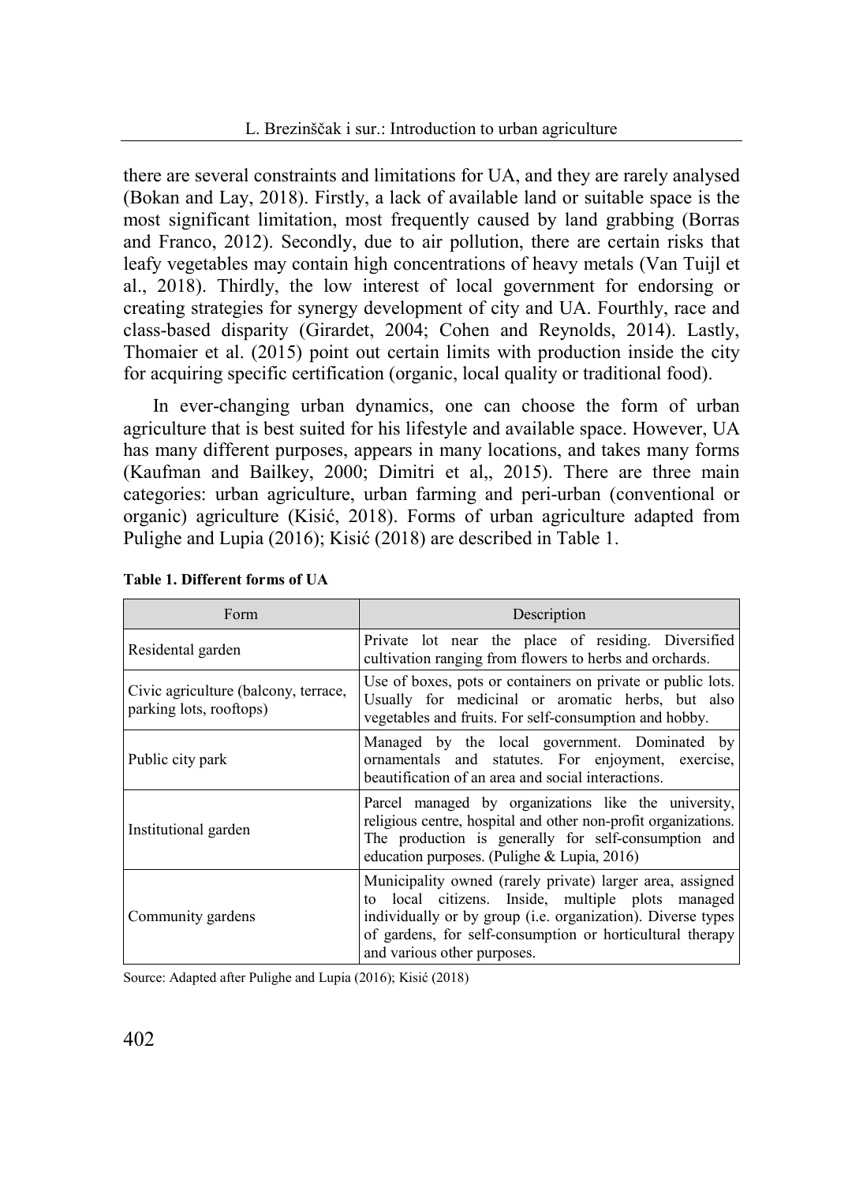there are several constraints and limitations for UA, and they are rarely analysed (Bokan and Lay, 2018). Firstly, a lack of available land or suitable space is the most significant limitation, most frequently caused by land grabbing (Borras and Franco, 2012). Secondly, due to air pollution, there are certain risks that leafy vegetables may contain high concentrations of heavy metals (Van Tuijl et al., 2018). Thirdly, the low interest of local government for endorsing or creating strategies for synergy development of city and UA. Fourthly, race and class-based disparity (Girardet, 2004; Cohen and Reynolds, 2014). Lastly, Thomaier et al. (2015) point out certain limits with production inside the city for acquiring specific certification (organic, local quality or traditional food).

In ever-changing urban dynamics, one can choose the form of urban agriculture that is best suited for his lifestyle and available space. However, UA has many different purposes, appears in many locations, and takes many forms (Kaufman and Bailkey, 2000; Dimitri et al,, 2015). There are three main categories: urban agriculture, urban farming and peri-urban (conventional or organic) agriculture (Kisić, 2018). Forms of urban agriculture adapted from Pulighe and Lupia (2016); Kisić (2018) are described in Table 1.

**Table 1. Different forms of UA**

| Form | Description |
|---|---|
| Residental garden | Private lot near the place of residing. Diversified cultivation ranging from flowers to herbs and orchards. |
| Civic agriculture (balcony, terrace, parking lots, rooftops) | Use of boxes, pots or containers on private or public lots. Usually for medicinal or aromatic herbs, but also vegetables and fruits. For self-consumption and hobby. |
| Public city park | Managed by the local government. Dominated by ornamentals and statutes. For enjoyment, exercise, beautification of an area and social interactions. |
| Institutional garden | Parcel managed by organizations like the university, religious centre, hospital and other non-profit organizations. The production is generally for self-consumption and education purposes. (Pulighe & Lupia, 2016) |
| Community gardens | Municipality owned (rarely private) larger area, assigned to local citizens. Inside, multiple plots managed individually or by group (i.e. organization). Diverse types of gardens, for self-consumption or horticultural therapy and various other purposes. |

Source: Adapted after Pulighe and Lupia (2016); Kisić (2018)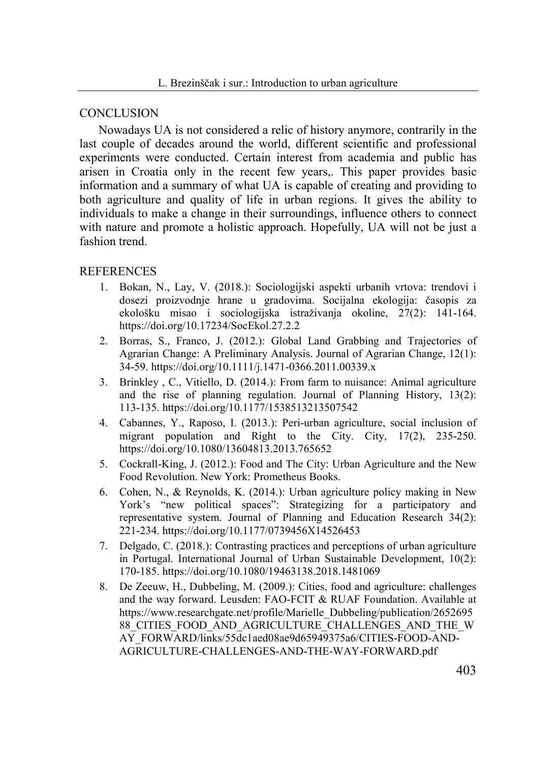## CONCLUSION

Nowadays UA is not considered a relic of history anymore, contrarily in the last couple of decades around the world, different scientific and professional experiments were conducted. Certain interest from academia and public has arisen in Croatia only in the recent few years,. This paper provides basic information and a summary of what UA is capable of creating and providing to both agriculture and quality of life in urban regions. It gives the ability to individuals to make a change in their surroundings, influence others to connect with nature and promote a holistic approach. Hopefully, UA will not be just a fashion trend.

## REFERENCES

1. Bokan, N., Lay, V. (2018.): Sociologijski aspekti urbanih vrtova: trendovi i dosezi proizvodnje hrane u gradovima. Socijalna ekologija: časopis za ekološku misao i sociologijska istraživanja okoline, 27(2): 141-164. https://doi.org/10.17234/SocEkol.27.2.2
2. Borras, S., Franco, J. (2012.): Global Land Grabbing and Trajectories of Agrarian Change: A Preliminary Analysis. Journal of Agrarian Change, 12(1): 34-59. https://doi.org/10.1111/j.1471-0366.2011.00339.x
3. Brinkley , C., Vitiello, D. (2014.): From farm to nuisance: Animal agriculture and the rise of planning regulation. Journal of Planning History, 13(2): 113-135. https://doi.org/10.1177/1538513213507542
4. Cabannes, Y., Raposo, I. (2013.): Peri-urban agriculture, social inclusion of migrant population and Right to the City. City, 17(2), 235-250. https://doi.org/10.1080/13604813.2013.765652
5. Cockrall-King, J. (2012.): Food and The City: Urban Agriculture and the New Food Revolution. New York: Prometheus Books.
6. Cohen, N., & Reynolds, K. (2014.): Urban agriculture policy making in New York's "new political spaces": Strategizing for a participatory and representative system. Journal of Planning and Education Research 34(2): 221-234. https://doi.org/10.1177/0739456X14526453
7. Delgado, C. (2018.): Contrasting practices and perceptions of urban agriculture in Portugal. International Journal of Urban Sustainable Development, 10(2): 170-185. https://doi.org/10.1080/19463138.2018.1481069
8. De Zeeuw, H., Dubbeling, M. (2009.): Cities, food and agriculture: challenges and the way forward. Leusden: FAO-FCIT & RUAF Foundation. Available at https://www.researchgate.net/profile/Marielle_Dubbeling/publication/265269588_CITIES_FOOD_AND_AGRICULTURE_CHALLENGES_AND_THE_WAY_FORWARD/links/55dc1aed08ae9d65949375a6/CITIES-FOOD-AND-AGRICULTURE-CHALLENGES-AND-THE-WAY-FORWARD.pdf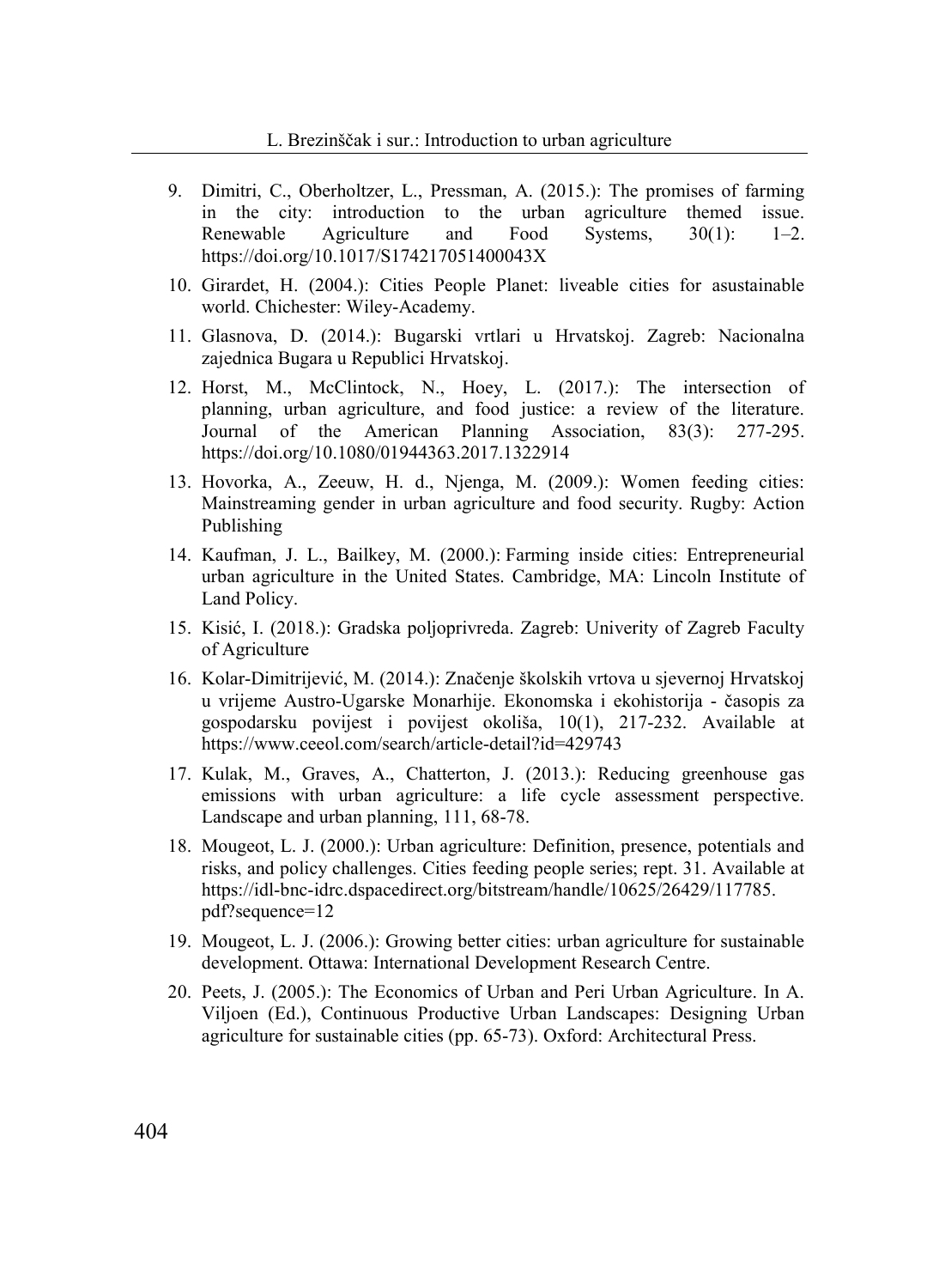9. Dimitri, C., Oberholtzer, L., Pressman, A. (2015.): The promises of farming in the city: introduction to the urban agriculture themed issue. Renewable Agriculture and Food Systems, 30(1): 1–2. https://doi.org/10.1017/S174217051400043X
10. Girardet, H. (2004.): Cities People Planet: liveable cities for asustainable world. Chichester: Wiley-Academy.
11. Glasnova, D. (2014.): Bugarski vrtlari u Hrvatskoj. Zagreb: Nacionalna zajednica Bugara u Republici Hrvatskoj.
12. Horst, M., McClintock, N., Hoey, L. (2017.): The intersection of planning, urban agriculture, and food justice: a review of the literature. Journal of the American Planning Association, 83(3): 277-295. https://doi.org/10.1080/01944363.2017.1322914
13. Hovorka, A., Zeeuw, H. d., Njenga, M. (2009.): Women feeding cities: Mainstreaming gender in urban agriculture and food security. Rugby: Action Publishing
14. Kaufman, J. L., Bailkey, M. (2000.): Farming inside cities: Entrepreneurial urban agriculture in the United States. Cambridge, MA: Lincoln Institute of Land Policy.
15. Kisić, I. (2018.): Gradska poljoprivreda. Zagreb: Univerity of Zagreb Faculty of Agriculture
16. Kolar-Dimitrijević, M. (2014.): Značenje školskih vrtova u sjevernoj Hrvatskoj u vrijeme Austro-Ugarske Monarhije. Ekonomska i ekohistorija - časopis za gospodarsku povijest i povijest okoliša, 10(1), 217-232. Available at https://www.ceeol.com/search/article-detail?id=429743
17. Kulak, M., Graves, A., Chatterton, J. (2013.): Reducing greenhouse gas emissions with urban agriculture: a life cycle assessment perspective. Landscape and urban planning, 111, 68-78.
18. Mougeot, L. J. (2000.): Urban agriculture: Definition, presence, potentials and risks, and policy challenges. Cities feeding people series; rept. 31. Available at https://idl-bnc-idrc.dspacedirect.org/bitstream/handle/10625/26429/117785.pdf?sequence=12
19. Mougeot, L. J. (2006.): Growing better cities: urban agriculture for sustainable development. Ottawa: International Development Research Centre.
20. Peets, J. (2005.): The Economics of Urban and Peri Urban Agriculture. In A. Viljoen (Ed.), Continuous Productive Urban Landscapes: Designing Urban agriculture for sustainable cities (pp. 65-73). Oxford: Architectural Press.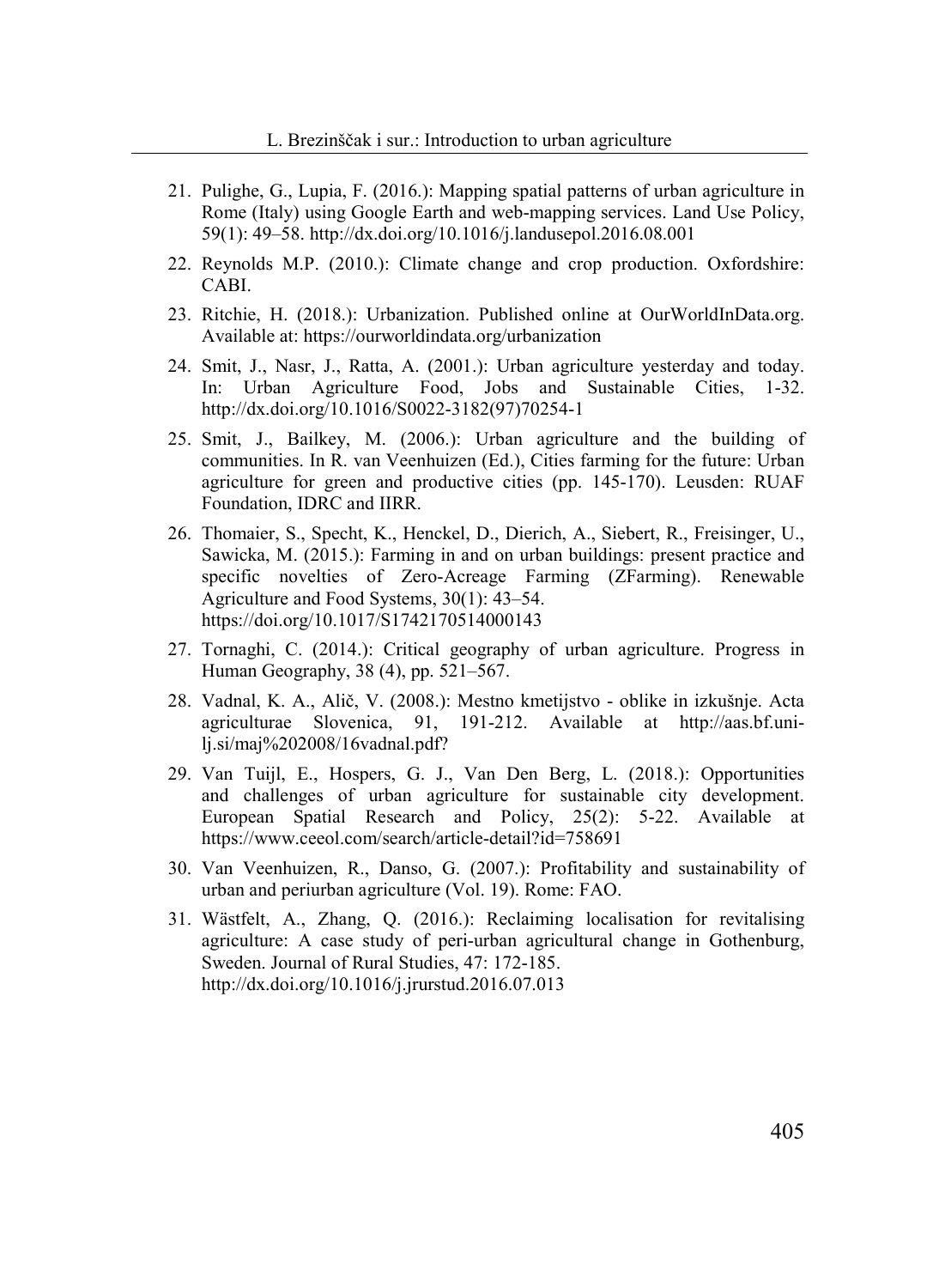21. Pulighe, G., Lupia, F. (2016.): Mapping spatial patterns of urban agriculture in Rome (Italy) using Google Earth and web-mapping services. Land Use Policy, 59(1): 49–58. http://dx.doi.org/10.1016/j.landusepol.2016.08.001
22. Reynolds M.P. (2010.): Climate change and crop production. Oxfordshire: CABI.
23. Ritchie, H. (2018.): Urbanization. Published online at OurWorldInData.org. Available at: https://ourworldindata.org/urbanization
24. Smit, J., Nasr, J., Ratta, A. (2001.): Urban agriculture yesterday and today. In: Urban Agriculture Food, Jobs and Sustainable Cities, 1-32. http://dx.doi.org/10.1016/S0022-3182(97)70254-1
25. Smit, J., Bailkey, M. (2006.): Urban agriculture and the building of communities. In R. van Veenhuizen (Ed.), Cities farming for the future: Urban agriculture for green and productive cities (pp. 145-170). Leusden: RUAF Foundation, IDRC and IIRR.
26. Thomaier, S., Specht, K., Henckel, D., Dierich, A., Siebert, R., Freisinger, U., Sawicka, M. (2015.): Farming in and on urban buildings: present practice and specific novelties of Zero-Acreage Farming (ZFarming). Renewable Agriculture and Food Systems, 30(1): 43–54. https://doi.org/10.1017/S1742170514000143
27. Tornaghi, C. (2014.): Critical geography of urban agriculture. Progress in Human Geography, 38 (4), pp. 521–567.
28. Vadnal, K. A., Alič, V. (2008.): Mestno kmetijstvo - oblike in izkušnje. Acta agriculturae Slovenica, 91, 191-212. Available at http://aas.bf.uni-lj.si/maj%202008/16vadnal.pdf?
29. Van Tuijl, E., Hospers, G. J., Van Den Berg, L. (2018.): Opportunities and challenges of urban agriculture for sustainable city development. European Spatial Research and Policy, 25(2): 5-22. Available at https://www.ceeol.com/search/article-detail?id=758691
30. Van Veenhuizen, R., Danso, G. (2007.): Profitability and sustainability of urban and periurban agriculture (Vol. 19). Rome: FAO.
31. Wästfelt, A., Zhang, Q. (2016.): Reclaiming localisation for revitalising agriculture: A case study of peri-urban agricultural change in Gothenburg, Sweden. Journal of Rural Studies, 47: 172-185. http://dx.doi.org/10.1016/j.jrurstud.2016.07.013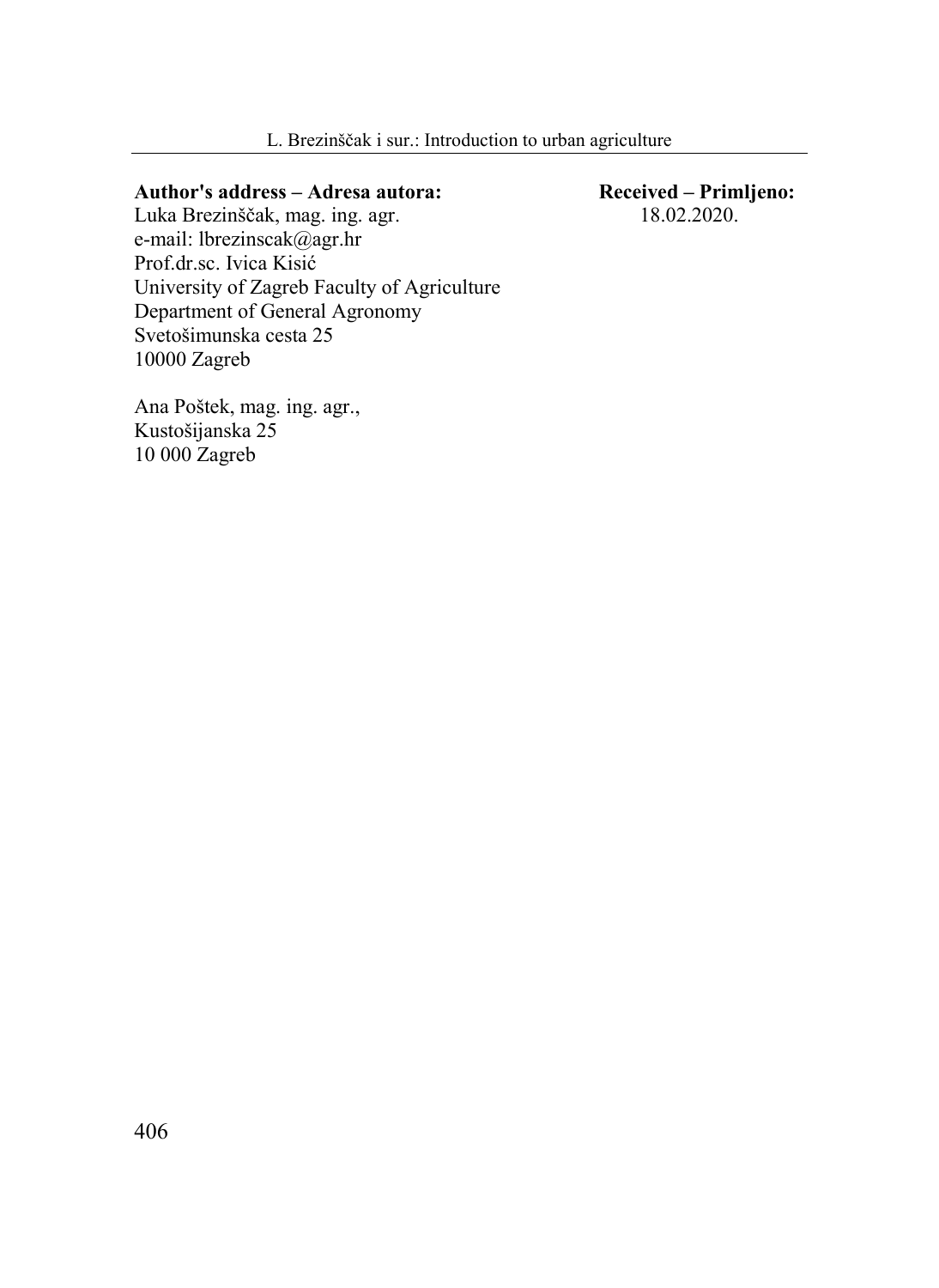**Author's address – Adresa autora:**

Luka Brezinščak, mag. ing. agr.
e-mail: lbrezinscak@agr.hr
Prof.dr.sc. Ivica Kisić
University of Zagreb Faculty of Agriculture
Department of General Agronomy
Svetošimunska cesta 25
10000 Zagreb

Ana Poštek, mag. ing. agr.,
Kustošijanska 25
10 000 Zagreb

**Received – Primljeno:**
18.02.2020.